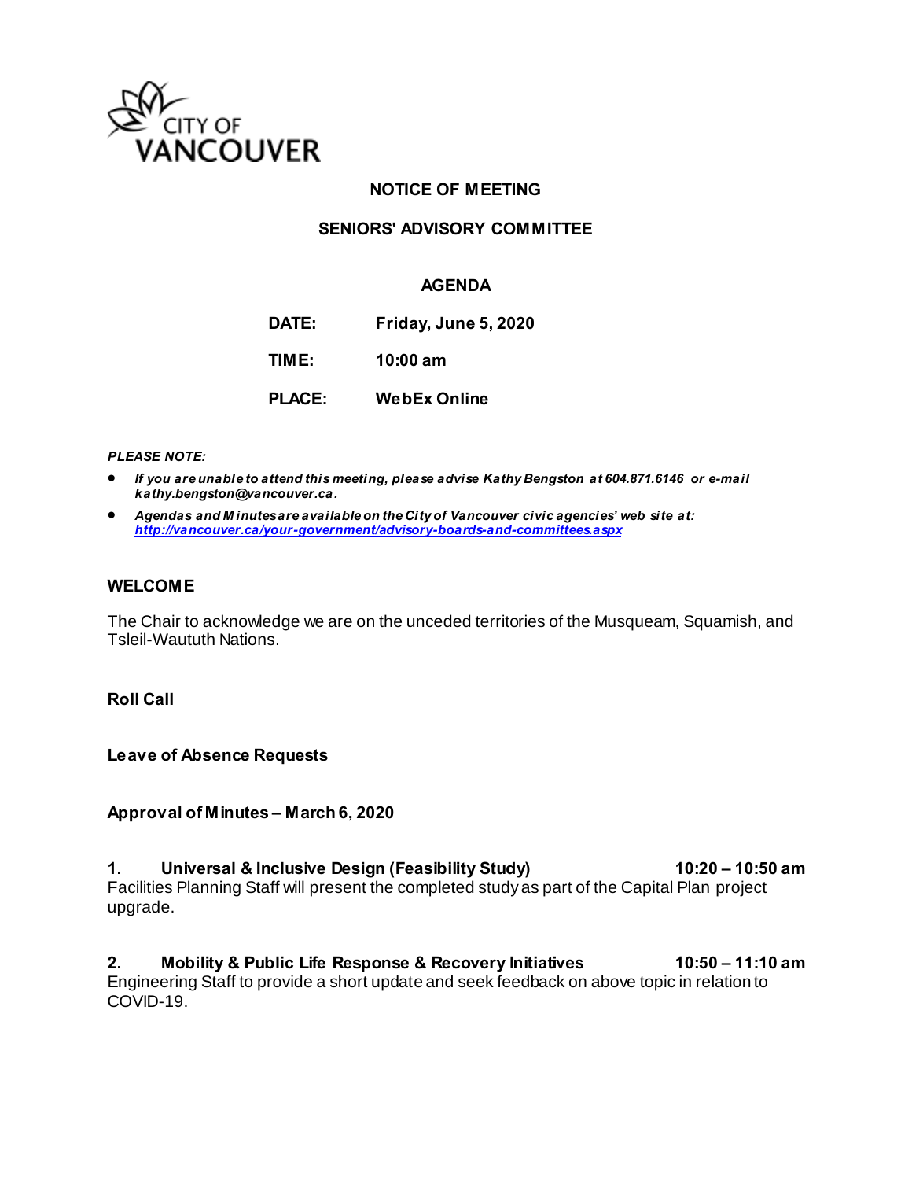CITY OF VANCOUVER

# NOTICE OF MEETING

## SENIORS' ADVISORY COMMITTEE

### AGENDA

**DATE:** Friday, June 5, 2020

**TIME:** 10:00 am

**PLACE:** WebEx Online

***PLEASE NOTE:***

- ***If you are unable to attend this meeting, please advise Kathy Bengston at 604.871.6146 or e-mail kathy.bengston@vancouver.ca.***
- ***Agendas and Minutes are available on the City of Vancouver civic agencies' web site at: http://vancouver.ca/your-government/advisory-boards-and-committees.aspx***

---

**WELCOME**

The Chair to acknowledge we are on the unceded territories of the Musqueam, Squamish, and Tsleil-Waututh Nations.

**Roll Call**

**Leave of Absence Requests**

**Approval of Minutes – March 6, 2020**

**1. Universal & Inclusive Design (Feasibility Study) 10:20 – 10:50 am**
Facilities Planning Staff will present the completed study as part of the Capital Plan project upgrade.

**2. Mobility & Public Life Response & Recovery Initiatives 10:50 – 11:10 am**
Engineering Staff to provide a short update and seek feedback on above topic in relation to COVID-19.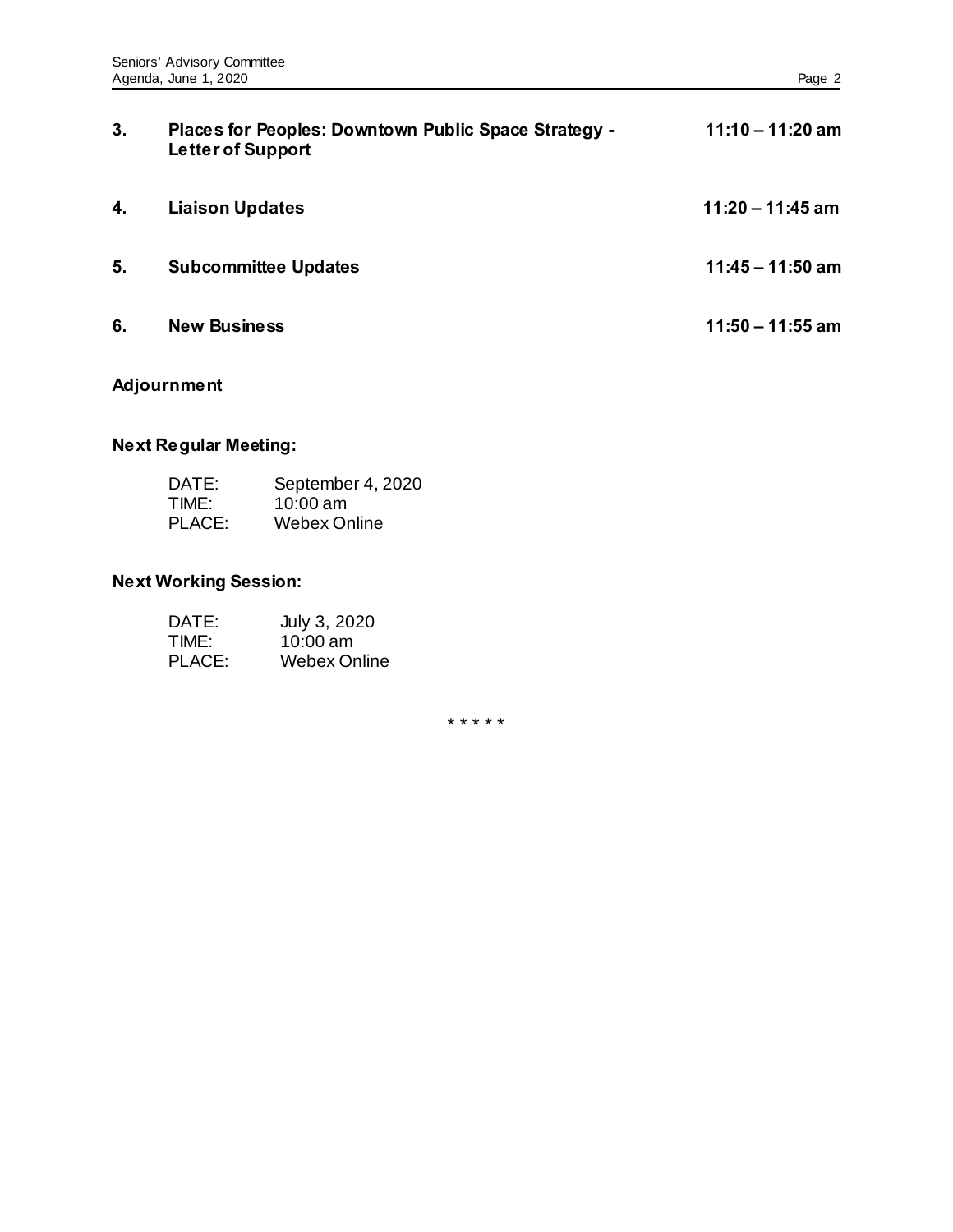**3. Places for Peoples: Downtown Public Space Strategy - Letter of Support** **11:10 – 11:20 am**

**4. Liaison Updates** **11:20 – 11:45 am**

**5. Subcommittee Updates** **11:45 – 11:50 am**

**6. New Business** **11:50 – 11:55 am**

**Adjournment**

**Next Regular Meeting:**

DATE: September 4, 2020
TIME: 10:00 am
PLACE: Webex Online

**Next Working Session:**

DATE: July 3, 2020
TIME: 10:00 am
PLACE: Webex Online

\* \* \* \* \*